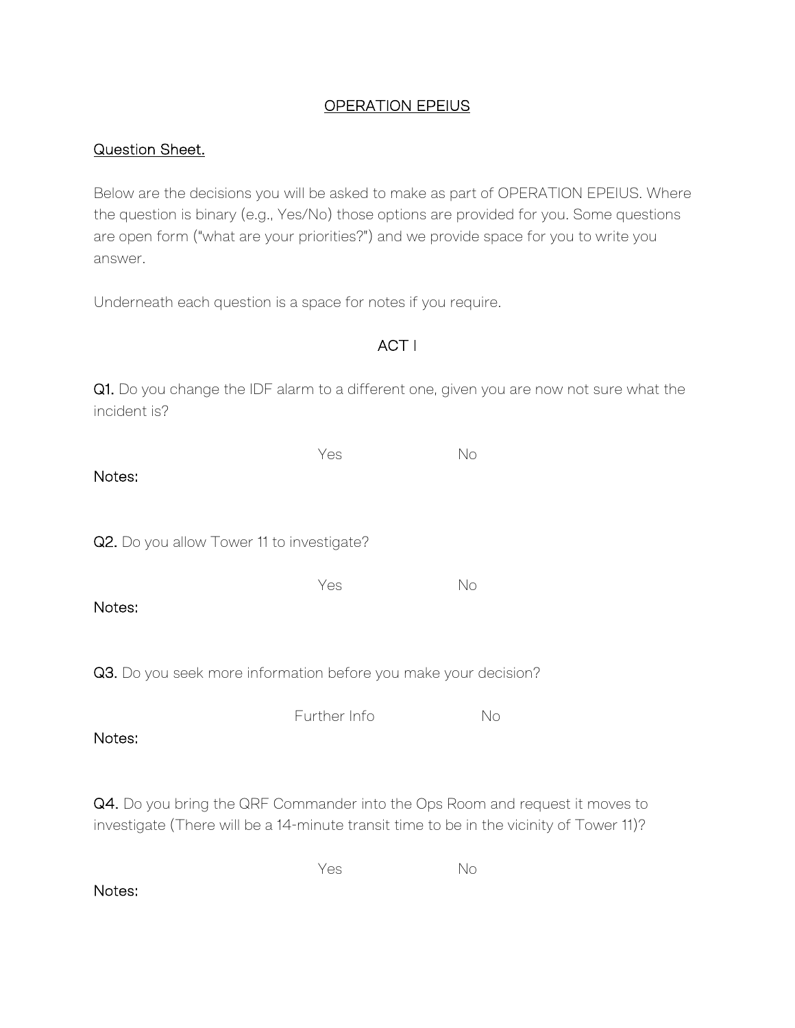# OPERATION EPEIUS

## Question Sheet.

Below are the decisions you will be asked to make as part of OPERATION EPEIUS. Where the question is binary (e.g., Yes/No) those options are provided for you. Some questions are open form ("what are your priorities?") and we provide space for you to write you answer.

Underneath each question is a space for notes if you require.

## ACT I

**Q1.** Do you change the IDF alarm to a different one, given you are now not sure what the incident is?

Yes No

**Notes:**

**Q2.** Do you allow Tower 11 to investigate?

Yes No

**Notes:**

**Q3.** Do you seek more information before you make your decision?

Further Info No

**Notes:**

**Q4.** Do you bring the QRF Commander into the Ops Room and request it moves to investigate (There will be a 14-minute transit time to be in the vicinity of Tower 11)?

Yes No

**Notes:**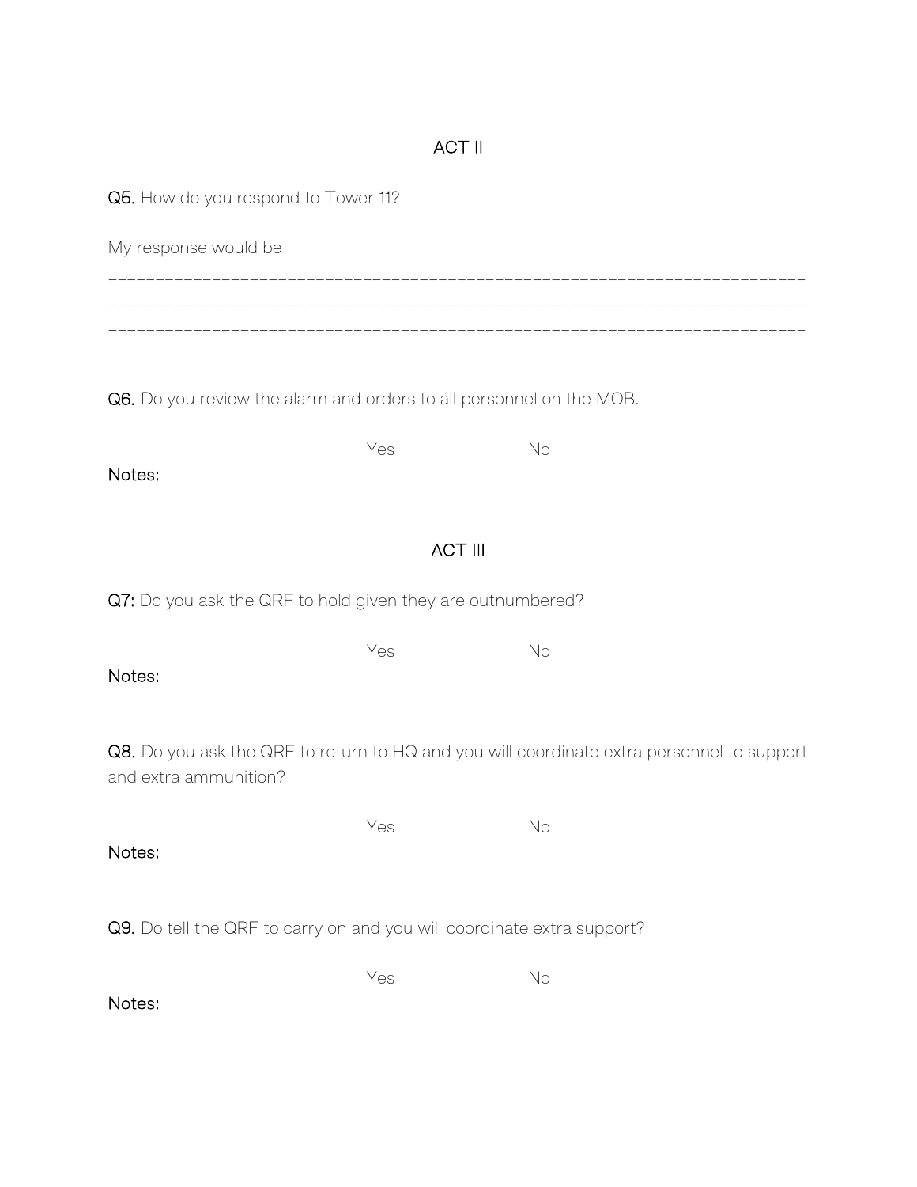## ACT II

**Q5.** How do you respond to Tower 11?

My response would be

\_\_\_\_\_\_\_\_\_\_\_\_\_\_\_\_\_\_\_\_\_\_\_\_\_\_\_\_\_\_\_\_\_\_\_\_\_\_\_\_\_\_\_\_\_\_\_\_\_\_\_\_\_\_\_\_\_\_\_\_\_\_\_\_\_\_\_\_\_\_\_\_\_\_\_\_\_

\_\_\_\_\_\_\_\_\_\_\_\_\_\_\_\_\_\_\_\_\_\_\_\_\_\_\_\_\_\_\_\_\_\_\_\_\_\_\_\_\_\_\_\_\_\_\_\_\_\_\_\_\_\_\_\_\_\_\_\_\_\_\_\_\_\_\_\_\_\_\_\_\_\_\_\_\_

\_\_\_\_\_\_\_\_\_\_\_\_\_\_\_\_\_\_\_\_\_\_\_\_\_\_\_\_\_\_\_\_\_\_\_\_\_\_\_\_\_\_\_\_\_\_\_\_\_\_\_\_\_\_\_\_\_\_\_\_\_\_\_\_\_\_\_\_\_\_\_\_\_\_\_\_\_

**Q6.** Do you review the alarm and orders to all personnel on the MOB.

Yes No

**Notes:**

## ACT III

**Q7:** Do you ask the QRF to hold given they are outnumbered?

Yes No

**Notes:**

**Q8.** Do you ask the QRF to return to HQ and you will coordinate extra personnel to support and extra ammunition?

Yes No

**Notes:**

**Q9.** Do tell the QRF to carry on and you will coordinate extra support?

Yes No

**Notes:**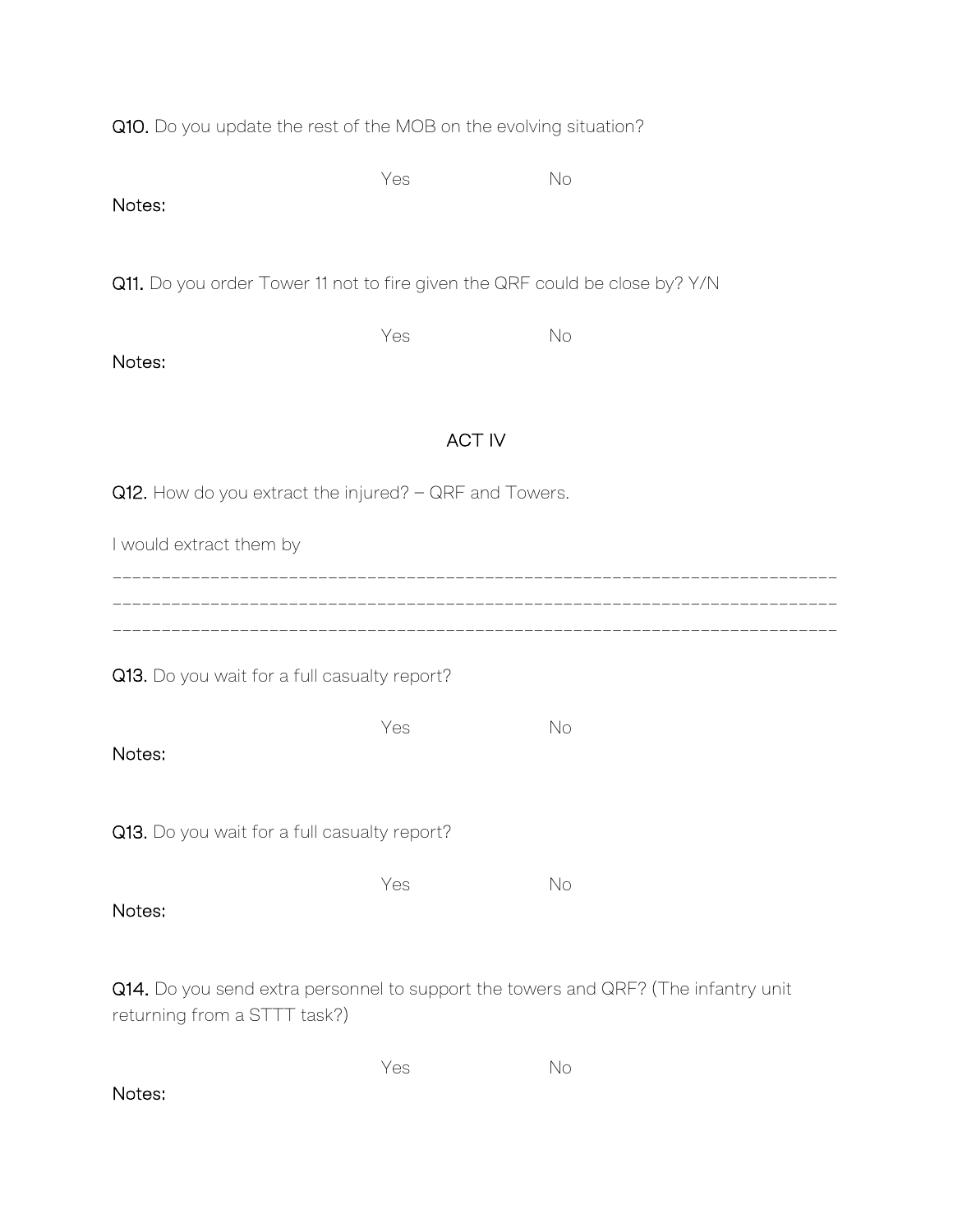**Q10.** Do you update the rest of the MOB on the evolving situation?

Yes No

**Notes:**

**Q11.** Do you order Tower 11 not to fire given the QRF could be close by? Y/N

Yes No

**Notes:**

## ACT IV

**Q12.** How do you extract the injured? – QRF and Towers.

I would extract them by

___________________________________________________________________________
___________________________________________________________________________
___________________________________________________________________________

**Q13.** Do you wait for a full casualty report?

Yes No

**Notes:**

**Q13.** Do you wait for a full casualty report?

Yes No

**Notes:**

**Q14.** Do you send extra personnel to support the towers and QRF? (The infantry unit returning from a STTT task?)

Yes No

**Notes:**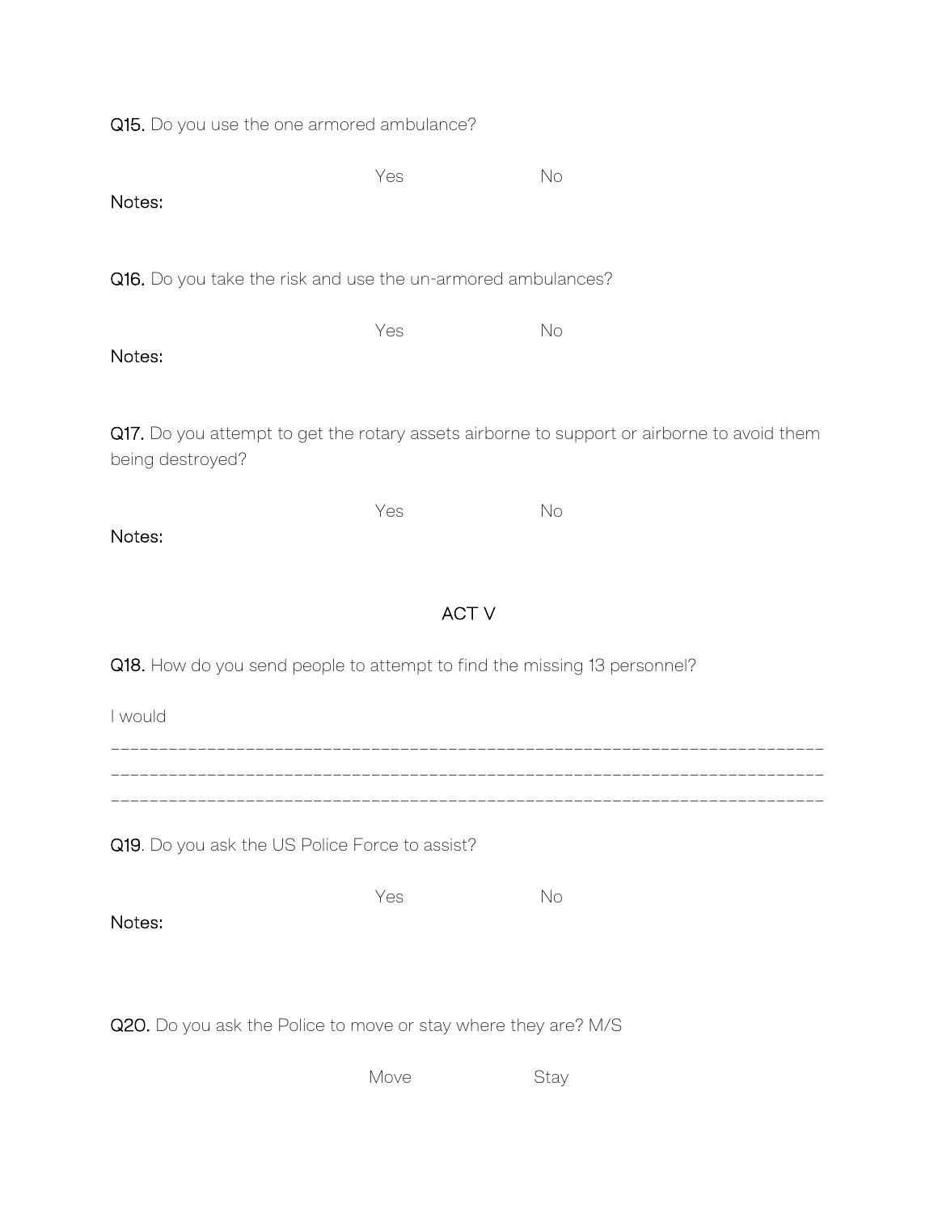**Q15.** Do you use the one armored ambulance?

Yes No

**Notes:**

**Q16.** Do you take the risk and use the un-armored ambulances?

Yes No

**Notes:**

**Q17.** Do you attempt to get the rotary assets airborne to support or airborne to avoid them being destroyed?

Yes No

**Notes:**

## ACT V

**Q18.** How do you send people to attempt to find the missing 13 personnel?

I would

___________________________________________________________________________
___________________________________________________________________________
___________________________________________________________________________

**Q19**. Do you ask the US Police Force to assist?

Yes No

**Notes:**

**Q20.** Do you ask the Police to move or stay where they are? M/S

Move Stay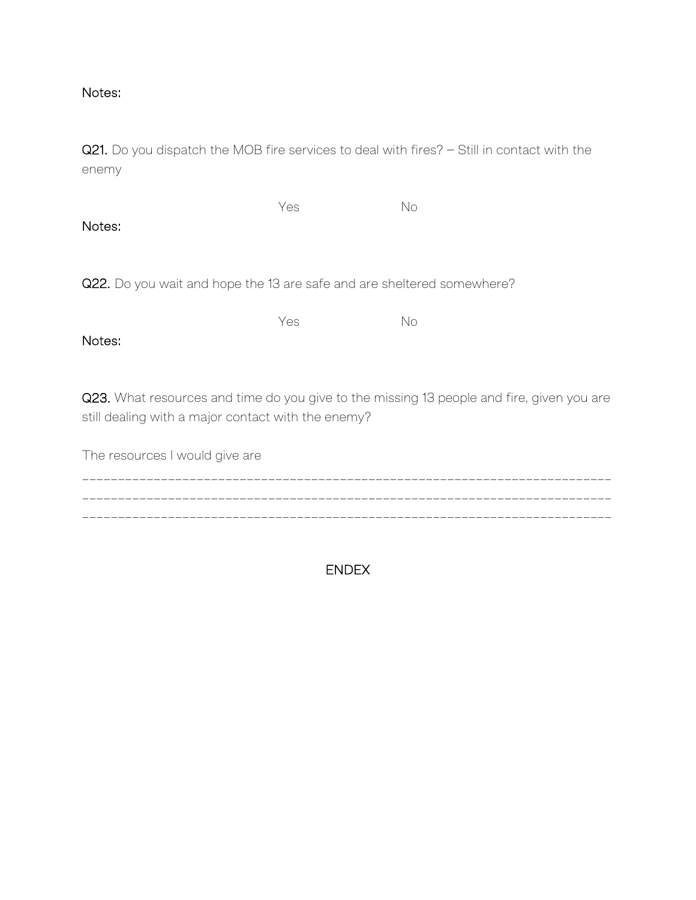**Notes:**

**Q21.** Do you dispatch the MOB fire services to deal with fires? – Still in contact with the enemy

Yes No

**Notes:**

**Q22.** Do you wait and hope the 13 are safe and are sheltered somewhere?

Yes No

**Notes:**

**Q23.** What resources and time do you give to the missing 13 people and fire, given you are still dealing with a major contact with the enemy?

The resources I would give are

\_\_\_\_\_\_\_\_\_\_\_\_\_\_\_\_\_\_\_\_\_\_\_\_\_\_\_\_\_\_\_\_\_\_\_\_\_\_\_\_\_\_\_\_\_\_\_\_\_\_\_\_\_\_\_\_\_\_\_\_\_\_\_\_\_\_\_\_\_\_\_\_

\_\_\_\_\_\_\_\_\_\_\_\_\_\_\_\_\_\_\_\_\_\_\_\_\_\_\_\_\_\_\_\_\_\_\_\_\_\_\_\_\_\_\_\_\_\_\_\_\_\_\_\_\_\_\_\_\_\_\_\_\_\_\_\_\_\_\_\_\_\_\_\_

\_\_\_\_\_\_\_\_\_\_\_\_\_\_\_\_\_\_\_\_\_\_\_\_\_\_\_\_\_\_\_\_\_\_\_\_\_\_\_\_\_\_\_\_\_\_\_\_\_\_\_\_\_\_\_\_\_\_\_\_\_\_\_\_\_\_\_\_\_\_\_\_

ENDEX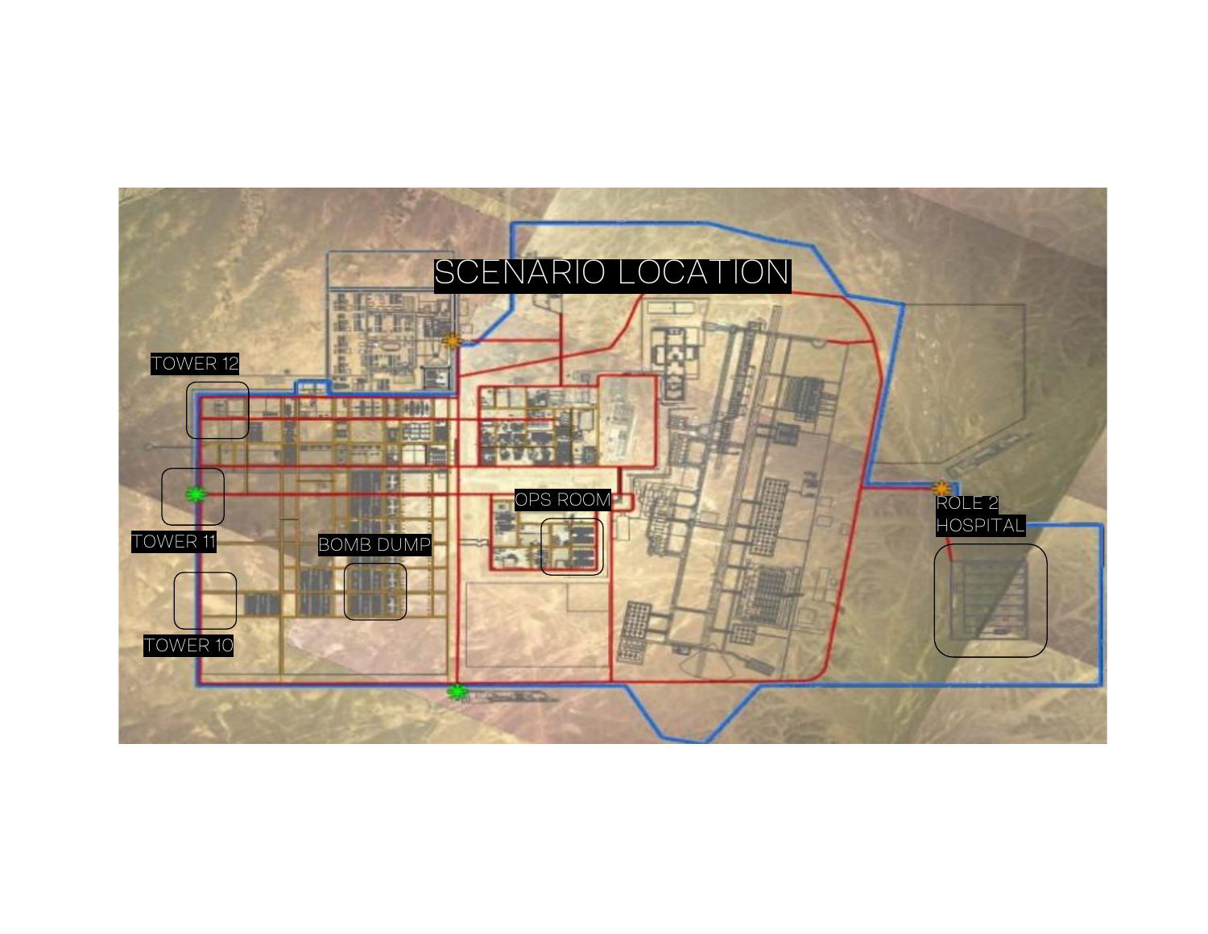SCENARIO LOCATION

TOWER 12

TOWER 11

TOWER 10

BOMB DUMP

OPS ROOM

ROLE 2
HOSPITAL